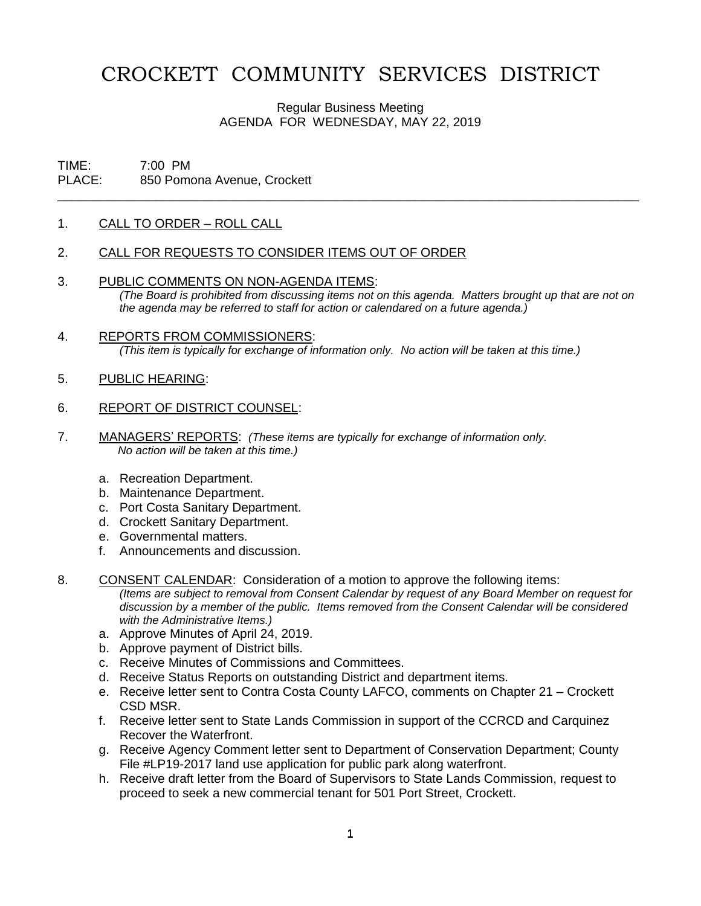# CROCKETT COMMUNITY SERVICES DISTRICT

Regular Business Meeting
AGENDA FOR WEDNESDAY, MAY 22, 2019

TIME: 7:00 PM
PLACE: 850 Pomona Avenue, Crockett

---

1. CALL TO ORDER – ROLL CALL

2. CALL FOR REQUESTS TO CONSIDER ITEMS OUT OF ORDER

3. PUBLIC COMMENTS ON NON-AGENDA ITEMS:
   *(The Board is prohibited from discussing items not on this agenda. Matters brought up that are not on the agenda may be referred to staff for action or calendared on a future agenda.)*

4. REPORTS FROM COMMISSIONERS:
   *(This item is typically for exchange of information only. No action will be taken at this time.)*

5. PUBLIC HEARING:

6. REPORT OF DISTRICT COUNSEL:

7. MANAGERS' REPORTS: *(These items are typically for exchange of information only. No action will be taken at this time.)*

   a. Recreation Department.
   b. Maintenance Department.
   c. Port Costa Sanitary Department.
   d. Crockett Sanitary Department.
   e. Governmental matters.
   f. Announcements and discussion.

8. CONSENT CALENDAR: Consideration of a motion to approve the following items:
   *(Items are subject to removal from Consent Calendar by request of any Board Member on request for discussion by a member of the public. Items removed from the Consent Calendar will be considered with the Administrative Items.)*

   a. Approve Minutes of April 24, 2019.
   b. Approve payment of District bills.
   c. Receive Minutes of Commissions and Committees.
   d. Receive Status Reports on outstanding District and department items.
   e. Receive letter sent to Contra Costa County LAFCO, comments on Chapter 21 – Crockett CSD MSR.
   f. Receive letter sent to State Lands Commission in support of the CCRCD and Carquinez Recover the Waterfront.
   g. Receive Agency Comment letter sent to Department of Conservation Department; County File #LP19-2017 land use application for public park along waterfront.
   h. Receive draft letter from the Board of Supervisors to State Lands Commission, request to proceed to seek a new commercial tenant for 501 Port Street, Crockett.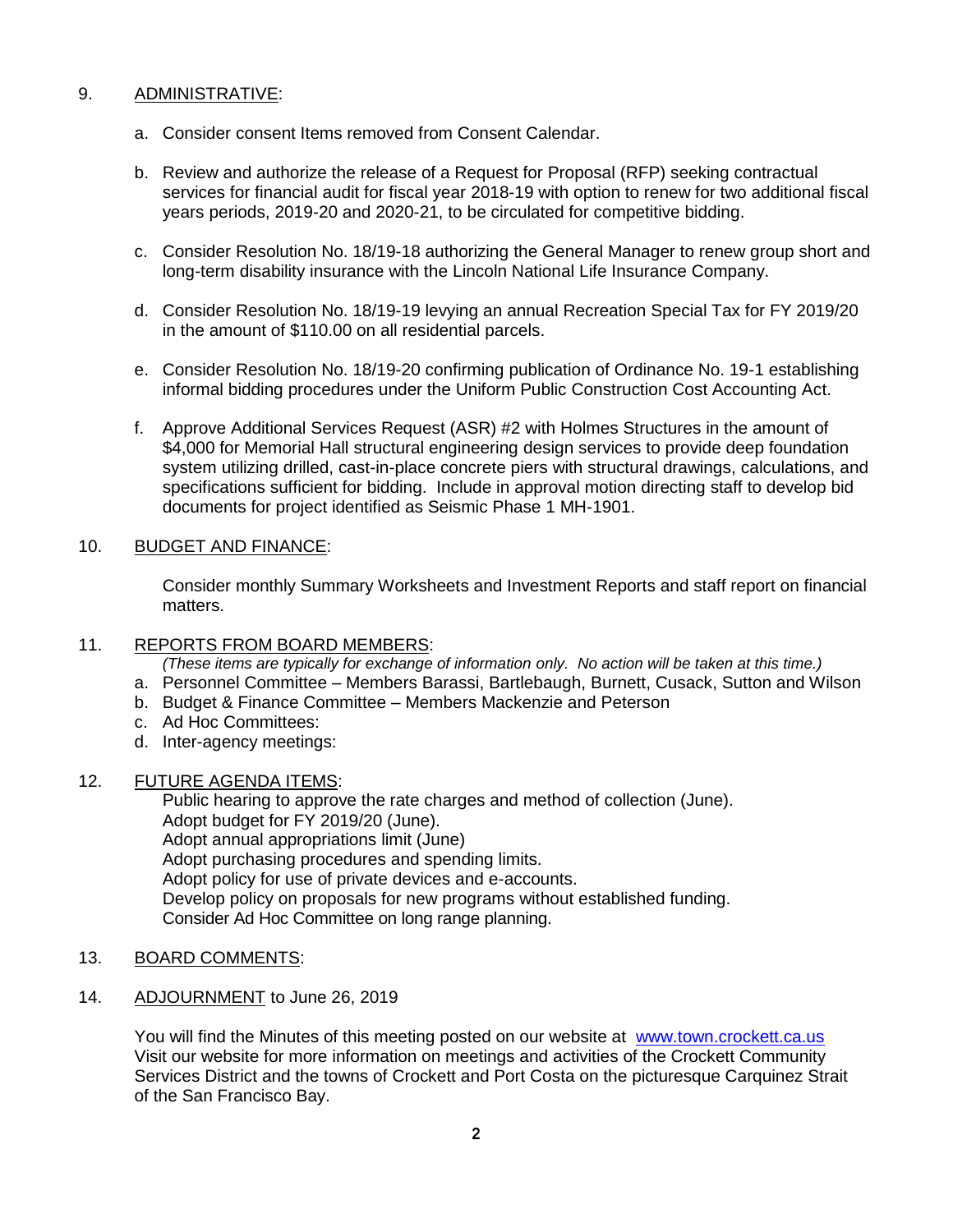9. ADMINISTRATIVE:

   a. Consider consent Items removed from Consent Calendar.

   b. Review and authorize the release of a Request for Proposal (RFP) seeking contractual services for financial audit for fiscal year 2018-19 with option to renew for two additional fiscal years periods, 2019-20 and 2020-21, to be circulated for competitive bidding.

   c. Consider Resolution No. 18/19-18 authorizing the General Manager to renew group short and long-term disability insurance with the Lincoln National Life Insurance Company.

   d. Consider Resolution No. 18/19-19 levying an annual Recreation Special Tax for FY 2019/20 in the amount of $110.00 on all residential parcels.

   e. Consider Resolution No. 18/19-20 confirming publication of Ordinance No. 19-1 establishing informal bidding procedures under the Uniform Public Construction Cost Accounting Act.

   f. Approve Additional Services Request (ASR) #2 with Holmes Structures in the amount of $4,000 for Memorial Hall structural engineering design services to provide deep foundation system utilizing drilled, cast-in-place concrete piers with structural drawings, calculations, and specifications sufficient for bidding. Include in approval motion directing staff to develop bid documents for project identified as Seismic Phase 1 MH-1901.

10. BUDGET AND FINANCE:

    Consider monthly Summary Worksheets and Investment Reports and staff report on financial matters.

11. REPORTS FROM BOARD MEMBERS:

    *(These items are typically for exchange of information only. No action will be taken at this time.)*

    a. Personnel Committee – Members Barassi, Bartlebaugh, Burnett, Cusack, Sutton and Wilson
    b. Budget & Finance Committee – Members Mackenzie and Peterson
    c. Ad Hoc Committees:
    d. Inter-agency meetings:

12. FUTURE AGENDA ITEMS:

    Public hearing to approve the rate charges and method of collection (June).
    Adopt budget for FY 2019/20 (June).
    Adopt annual appropriations limit (June)
    Adopt purchasing procedures and spending limits.
    Adopt policy for use of private devices and e-accounts.
    Develop policy on proposals for new programs without established funding.
    Consider Ad Hoc Committee on long range planning.

13. BOARD COMMENTS:

14. ADJOURNMENT to June 26, 2019

    You will find the Minutes of this meeting posted on our website at www.town.crockett.ca.us Visit our website for more information on meetings and activities of the Crockett Community Services District and the towns of Crockett and Port Costa on the picturesque Carquinez Strait of the San Francisco Bay.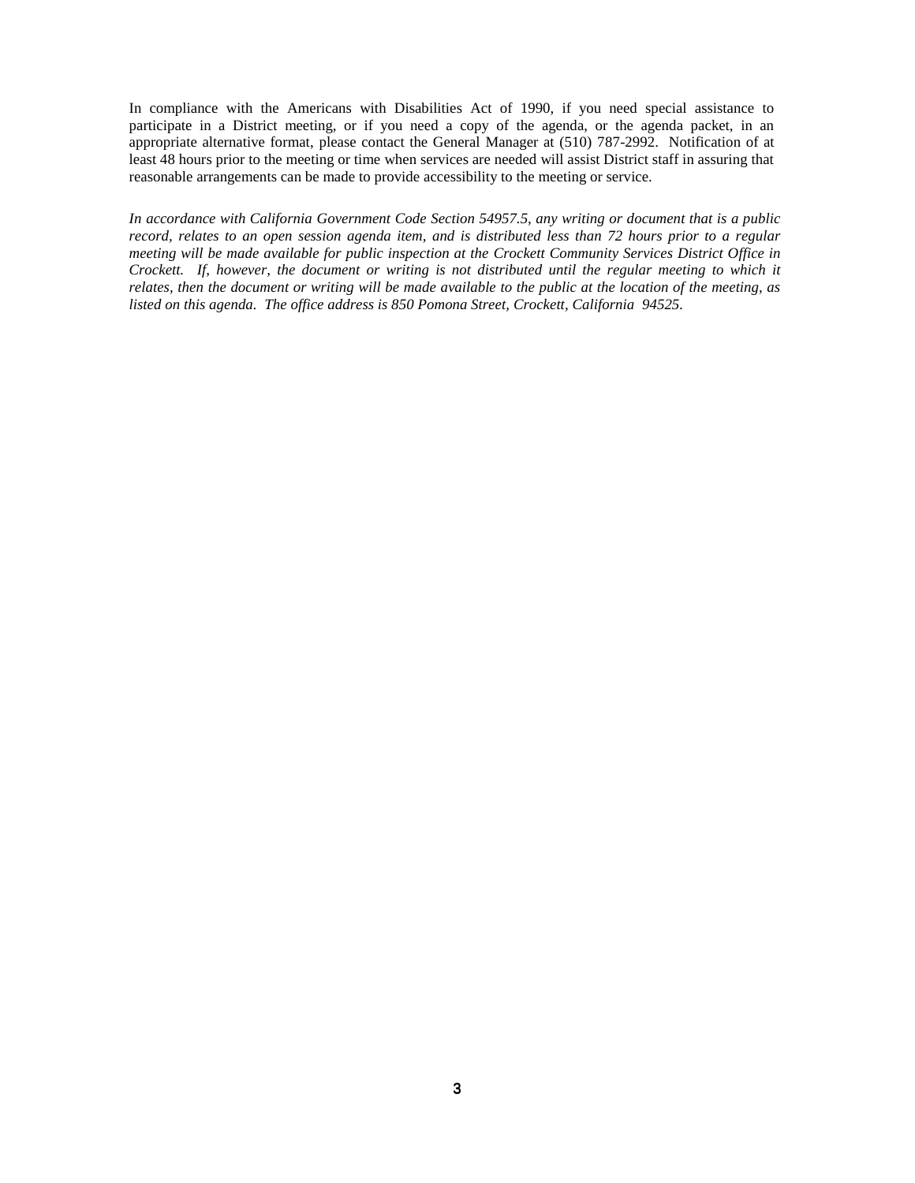In compliance with the Americans with Disabilities Act of 1990, if you need special assistance to participate in a District meeting, or if you need a copy of the agenda, or the agenda packet, in an appropriate alternative format, please contact the General Manager at (510) 787-2992. Notification of at least 48 hours prior to the meeting or time when services are needed will assist District staff in assuring that reasonable arrangements can be made to provide accessibility to the meeting or service.

*In accordance with California Government Code Section 54957.5, any writing or document that is a public record, relates to an open session agenda item, and is distributed less than 72 hours prior to a regular meeting will be made available for public inspection at the Crockett Community Services District Office in Crockett. If, however, the document or writing is not distributed until the regular meeting to which it relates, then the document or writing will be made available to the public at the location of the meeting, as listed on this agenda. The office address is 850 Pomona Street, Crockett, California 94525.*